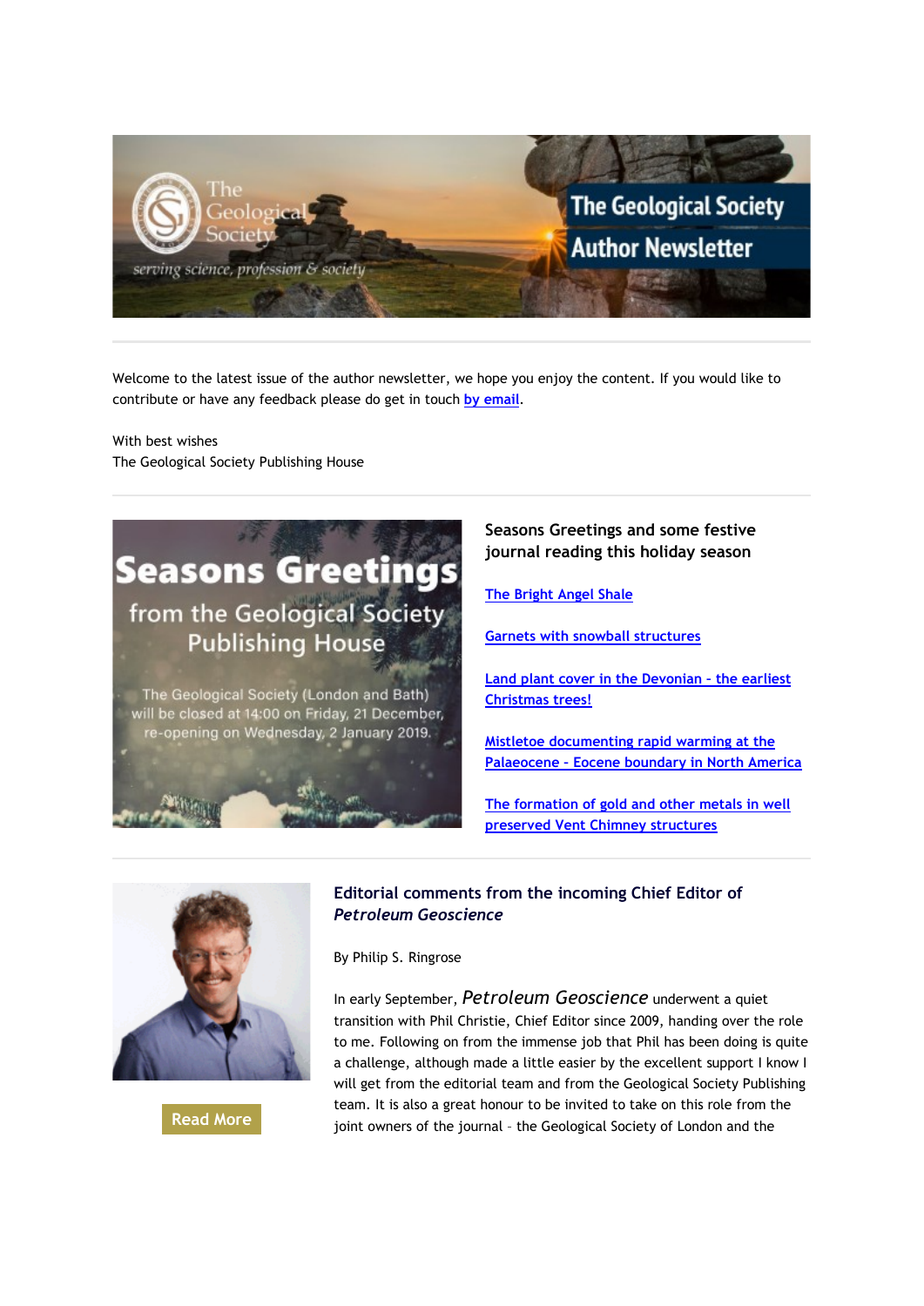# The Geological Society Author Newsletter

Welcome to the latest issue of the author newsletter, we hope you enjoy the content. If you would like to contribute or have any feedback please do get in touch by email.

With best wishes
The Geological Society Publishing House

Seasons Greetings from the Geological Society Publishing House

The Geological Society (London and Bath) will be closed at 14:00 on Friday, 21 December, re-opening on Wednesday, 2 January 2019.

## Seasons Greetings and some festive journal reading this holiday season

The Bright Angel Shale

Garnets with snowball structures

Land plant cover in the Devonian - the earliest Christmas trees!

Mistletoe documenting rapid warming at the Palaeocene - Eocene boundary in North America

The formation of gold and other metals in well preserved Vent Chimney structures

## Editorial comments from the incoming Chief Editor of *Petroleum Geoscience*

By Philip S. Ringrose

In early September, *Petroleum Geoscience* underwent a quiet transition with Phil Christie, Chief Editor since 2009, handing over the role to me. Following on from the immense job that Phil has been doing is quite a challenge, although made a little easier by the excellent support I know I will get from the editorial team and from the Geological Society Publishing team. It is also a great honour to be invited to take on this role from the joint owners of the journal – the Geological Society of London and the

Read More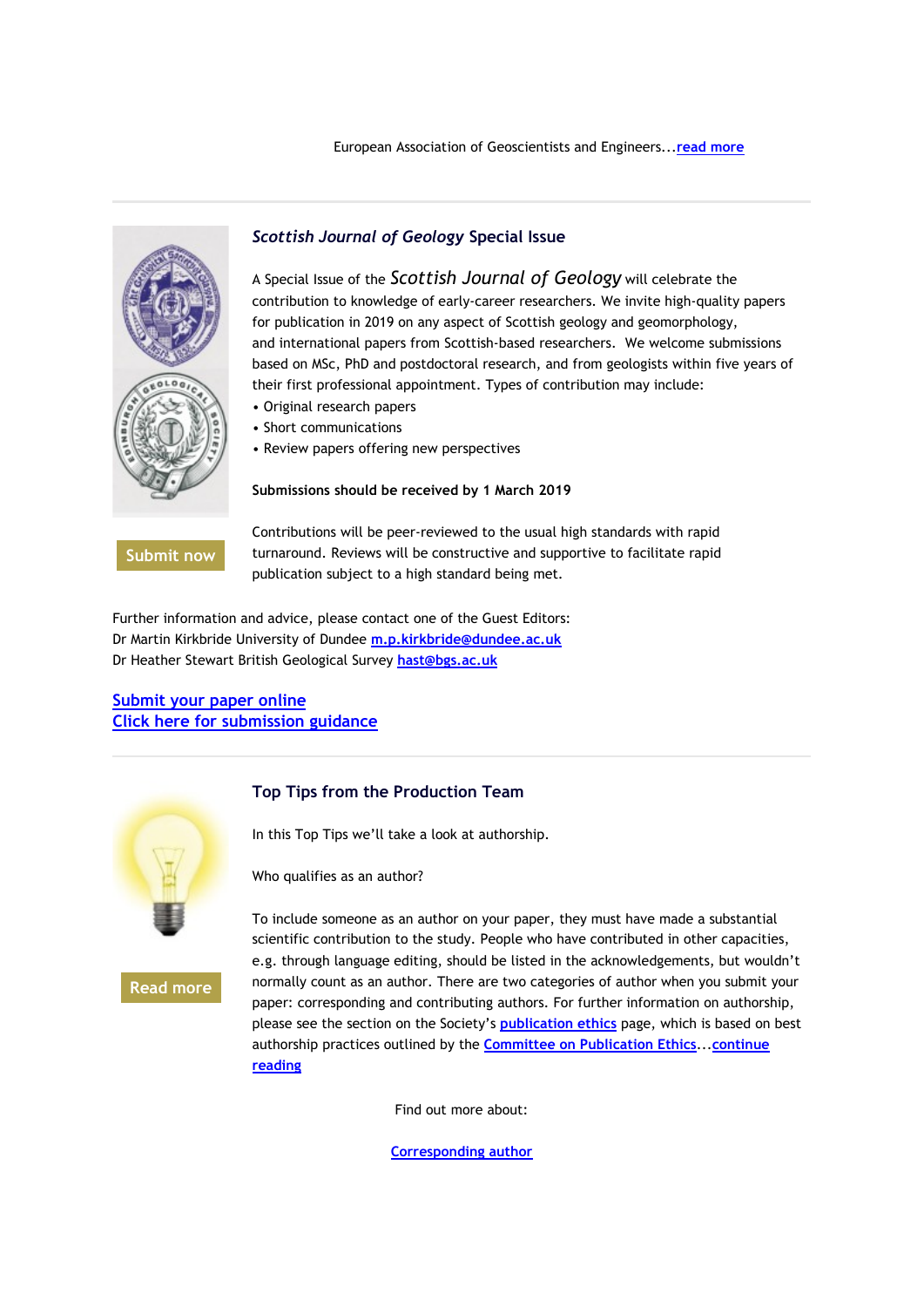European Association of Geoscientists and Engineers...read more

### *Scottish Journal of Geology* Special Issue

Submit now

A Special Issue of the *Scottish Journal of Geology* will celebrate the contribution to knowledge of early-career researchers. We invite high-quality papers for publication in 2019 on any aspect of Scottish geology and geomorphology, and international papers from Scottish-based researchers. We welcome submissions based on MSc, PhD and postdoctoral research, and from geologists within five years of their first professional appointment. Types of contribution may include:

- Original research papers
- Short communications
- Review papers offering new perspectives

**Submissions should be received by 1 March 2019**

Contributions will be peer-reviewed to the usual high standards with rapid turnaround. Reviews will be constructive and supportive to facilitate rapid publication subject to a high standard being met.

Further information and advice, please contact one of the Guest Editors:
Dr Martin Kirkbride University of Dundee m.p.kirkbride@dundee.ac.uk
Dr Heather Stewart British Geological Survey hast@bgs.ac.uk

Submit your paper online
Click here for submission guidance

### Top Tips from the Production Team

Read more

In this Top Tips we'll take a look at authorship.

Who qualifies as an author?

To include someone as an author on your paper, they must have made a substantial scientific contribution to the study. People who have contributed in other capacities, e.g. through language editing, should be listed in the acknowledgements, but wouldn't normally count as an author. There are two categories of author when you submit your paper: corresponding and contributing authors. For further information on authorship, please see the section on the Society's publication ethics page, which is based on best authorship practices outlined by the Committee on Publication Ethics...continue reading

Find out more about:

Corresponding author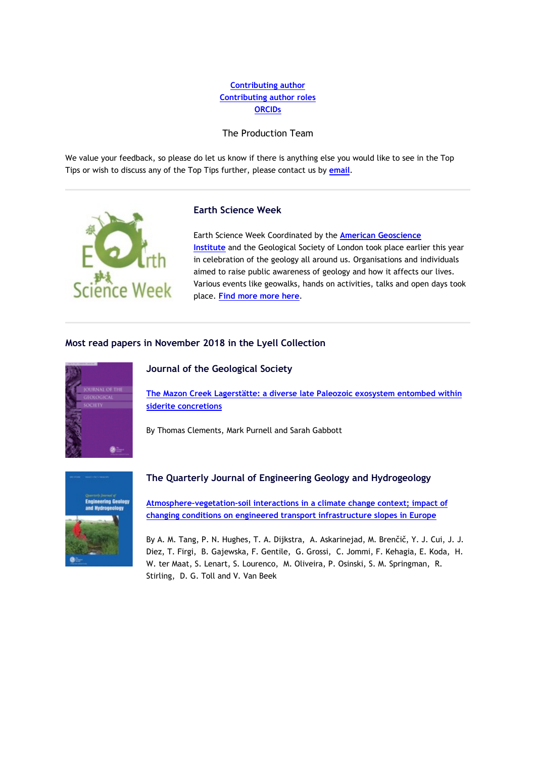Contributing author
Contributing author roles
ORCIDs

The Production Team

We value your feedback, so please do let us know if there is anything else you would like to see in the Top Tips or wish to discuss any of the Top Tips further, please contact us by email.

## Earth Science Week

Earth Science Week Coordinated by the American Geoscience Institute and the Geological Society of London took place earlier this year in celebration of the geology all around us. Organisations and individuals aimed to raise public awareness of geology and how it affects our lives. Various events like geowalks, hands on activities, talks and open days took place. Find more more here.

## Most read papers in November 2018 in the Lyell Collection

### Journal of the Geological Society

The Mazon Creek Lagerstätte: a diverse late Paleozoic exosystem entombed within siderite concretions

By Thomas Clements, Mark Purnell and Sarah Gabbott

### The Quarterly Journal of Engineering Geology and Hydrogeology

Atmosphere-vegetation-soil interactions in a climate change context; impact of changing conditions on engineered transport infrastructure slopes in Europe

By A. M. Tang, P. N. Hughes, T. A. Dijkstra, A. Askarinejad, M. Brenčič, Y. J. Cui, J. J. Diez, T. Firgi, B. Gajewska, F. Gentile, G. Grossi, C. Jommi, F. Kehagia, E. Koda, H. W. ter Maat, S. Lenart, S. Lourenco, M. Oliveira, P. Osinski, S. M. Springman, R. Stirling, D. G. Toll and V. Van Beek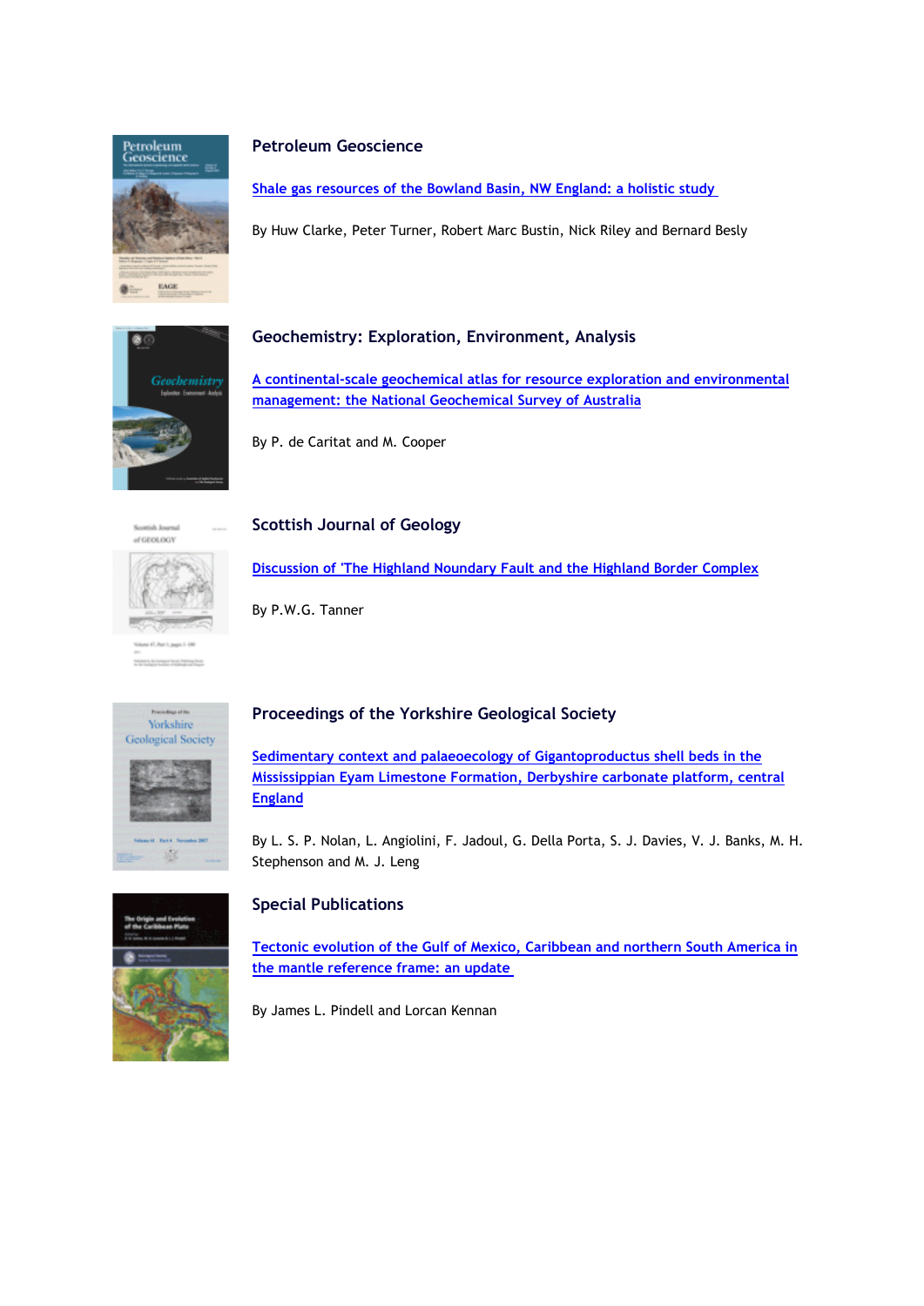### Petroleum Geoscience

[Shale gas resources of the Bowland Basin, NW England: a holistic study](#)

By Huw Clarke, Peter Turner, Robert Marc Bustin, Nick Riley and Bernard Besly

### Geochemistry: Exploration, Environment, Analysis

[A continental-scale geochemical atlas for resource exploration and environmental management: the National Geochemical Survey of Australia](#)

By P. de Caritat and M. Cooper

### Scottish Journal of Geology

[Discussion of 'The Highland Noundary Fault and the Highland Border Complex](#)

By P.W.G. Tanner

### Proceedings of the Yorkshire Geological Society

[Sedimentary context and palaeoecology of Gigantoproductus shell beds in the Mississippian Eyam Limestone Formation, Derbyshire carbonate platform, central England](#)

By L. S. P. Nolan, L. Angiolini, F. Jadoul, G. Della Porta, S. J. Davies, V. J. Banks, M. H. Stephenson and M. J. Leng

### Special Publications

[Tectonic evolution of the Gulf of Mexico, Caribbean and northern South America in the mantle reference frame: an update](#)

By James L. Pindell and Lorcan Kennan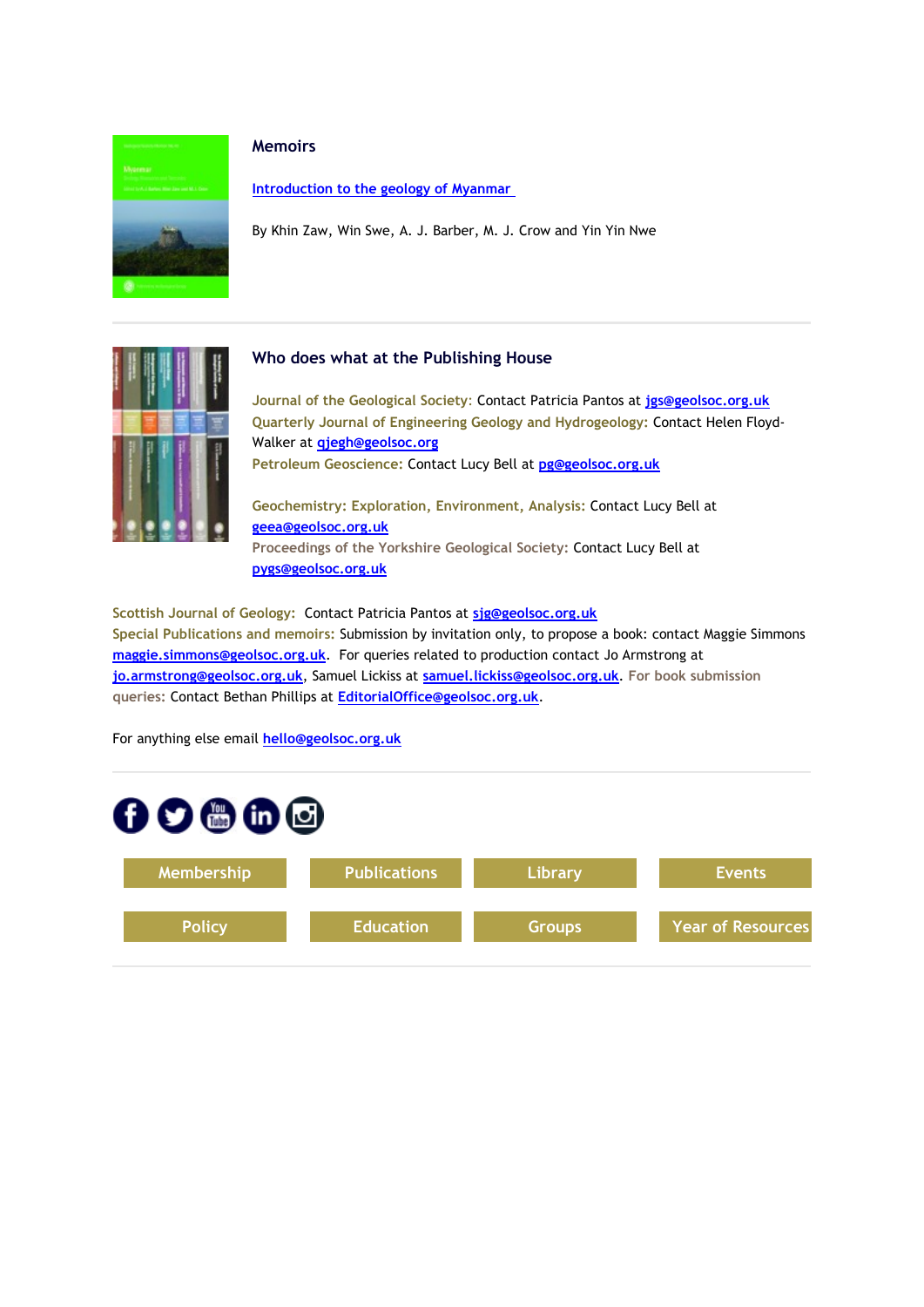### Memoirs

Introduction to the geology of Myanmar

By Khin Zaw, Win Swe, A. J. Barber, M. J. Crow and Yin Yin Nwe

---

### Who does what at the Publishing House

**Journal of the Geological Society:** Contact Patricia Pantos at jgs@geolsoc.org.uk
**Quarterly Journal of Engineering Geology and Hydrogeology:** Contact Helen Floyd-Walker at qjegh@geolsoc.org
**Petroleum Geoscience:** Contact Lucy Bell at pg@geolsoc.org.uk

**Geochemistry: Exploration, Environment, Analysis:** Contact Lucy Bell at geea@geolsoc.org.uk
**Proceedings of the Yorkshire Geological Society:** Contact Lucy Bell at pygs@geolsoc.org.uk

**Scottish Journal of Geology:** Contact Patricia Pantos at sjg@geolsoc.org.uk
**Special Publications and memoirs:** Submission by invitation only, to propose a book: contact Maggie Simmons maggie.simmons@geolsoc.org.uk. For queries related to production contact Jo Armstrong at jo.armstrong@geolsoc.org.uk, Samuel Lickiss at samuel.lickiss@geolsoc.org.uk. **For book submission queries:** Contact Bethan Phillips at EditorialOffice@geolsoc.org.uk.

For anything else email hello@geolsoc.org.uk

---

Membership | Publications | Library | Events

Policy | Education | Groups | Year of Resources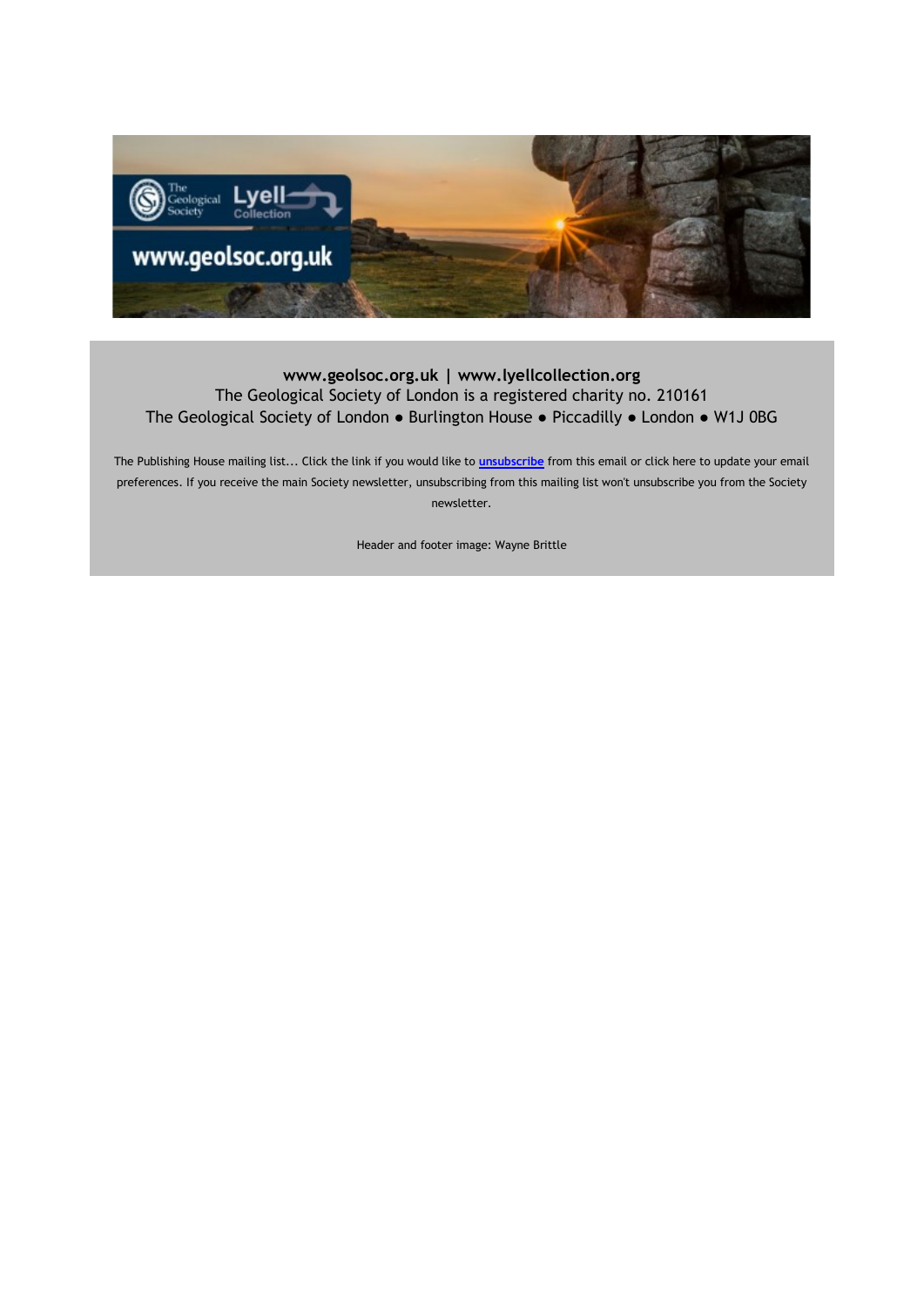**www.geolsoc.org.uk | www.lyellcollection.org**
The Geological Society of London is a registered charity no. 210161
The Geological Society of London ● Burlington House ● Piccadilly ● London ● W1J 0BG

The Publishing House mailing list... Click the link if you would like to **unsubscribe** from this email or click here to update your email preferences. If you receive the main Society newsletter, unsubscribing from this mailing list won't unsubscribe you from the Society newsletter.

Header and footer image: Wayne Brittle